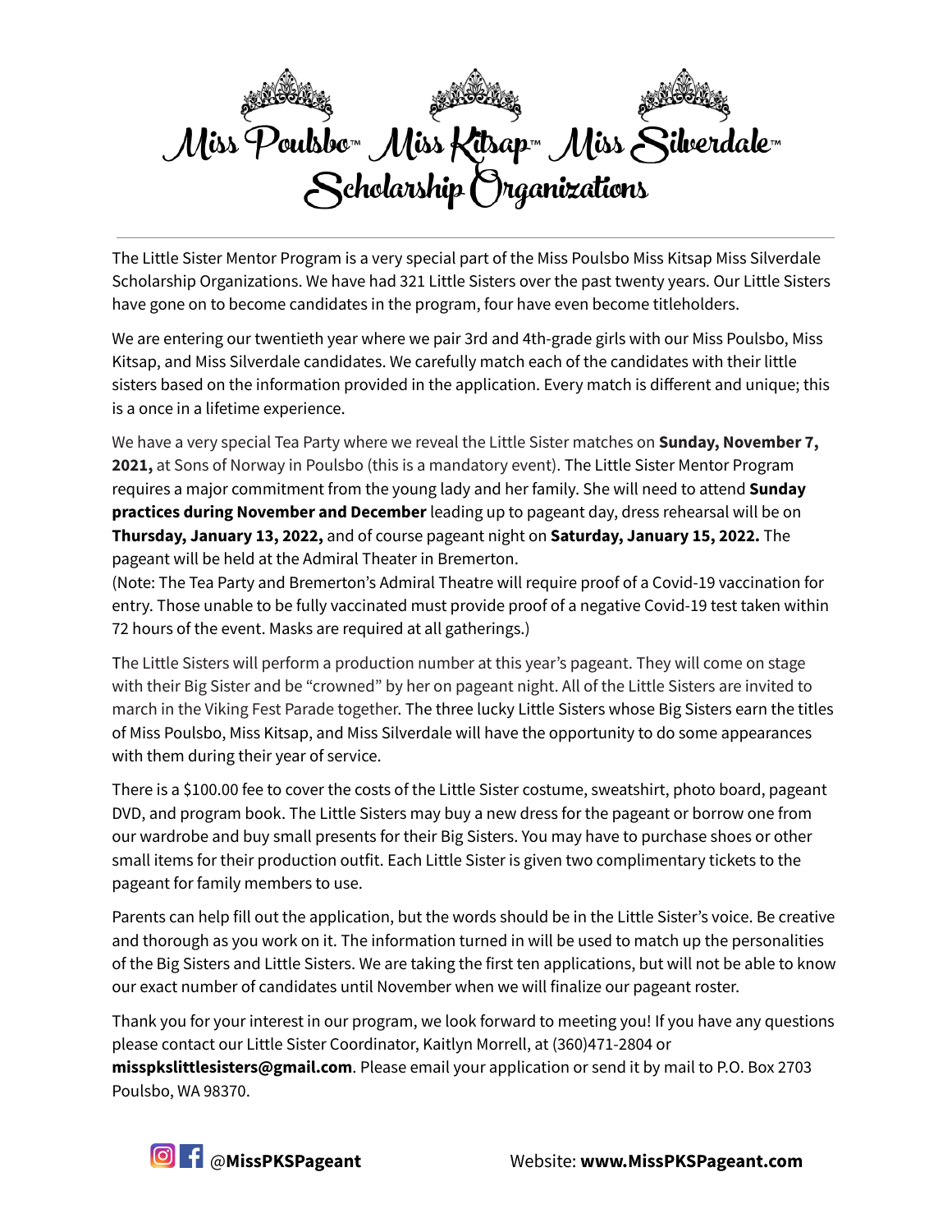# Miss Poulsbo™ Miss Kitsap™ Miss Silverdale™ Scholarship Organizations

The Little Sister Mentor Program is a very special part of the Miss Poulsbo Miss Kitsap Miss Silverdale Scholarship Organizations. We have had 321 Little Sisters over the past twenty years. Our Little Sisters have gone on to become candidates in the program, four have even become titleholders.

We are entering our twentieth year where we pair 3rd and 4th-grade girls with our Miss Poulsbo, Miss Kitsap, and Miss Silverdale candidates. We carefully match each of the candidates with their little sisters based on the information provided in the application. Every match is different and unique; this is a once in a lifetime experience.

We have a very special Tea Party where we reveal the Little Sister matches on **Sunday, November 7, 2021,** at Sons of Norway in Poulsbo (this is a mandatory event). The Little Sister Mentor Program requires a major commitment from the young lady and her family. She will need to attend **Sunday practices during November and December** leading up to pageant day, dress rehearsal will be on **Thursday, January 13, 2022,** and of course pageant night on **Saturday, January 15, 2022.** The pageant will be held at the Admiral Theater in Bremerton.
(Note: The Tea Party and Bremerton's Admiral Theatre will require proof of a Covid-19 vaccination for entry. Those unable to be fully vaccinated must provide proof of a negative Covid-19 test taken within 72 hours of the event. Masks are required at all gatherings.)

The Little Sisters will perform a production number at this year's pageant. They will come on stage with their Big Sister and be "crowned" by her on pageant night. All of the Little Sisters are invited to march in the Viking Fest Parade together. The three lucky Little Sisters whose Big Sisters earn the titles of Miss Poulsbo, Miss Kitsap, and Miss Silverdale will have the opportunity to do some appearances with them during their year of service.

There is a $100.00 fee to cover the costs of the Little Sister costume, sweatshirt, photo board, pageant DVD, and program book. The Little Sisters may buy a new dress for the pageant or borrow one from our wardrobe and buy small presents for their Big Sisters. You may have to purchase shoes or other small items for their production outfit. Each Little Sister is given two complimentary tickets to the pageant for family members to use.

Parents can help fill out the application, but the words should be in the Little Sister's voice. Be creative and thorough as you work on it. The information turned in will be used to match up the personalities of the Big Sisters and Little Sisters. We are taking the first ten applications, but will not be able to know our exact number of candidates until November when we will finalize our pageant roster.

Thank you for your interest in our program, we look forward to meeting you! If you have any questions please contact our Little Sister Coordinator, Kaitlyn Morrell, at (360)471-2804 or **misspkslittlesisters@gmail.com**. Please email your application or send it by mail to P.O. Box 2703 Poulsbo, WA 98370.

@**MissPKSPageant** Website: **www.MissPKSPageant.com**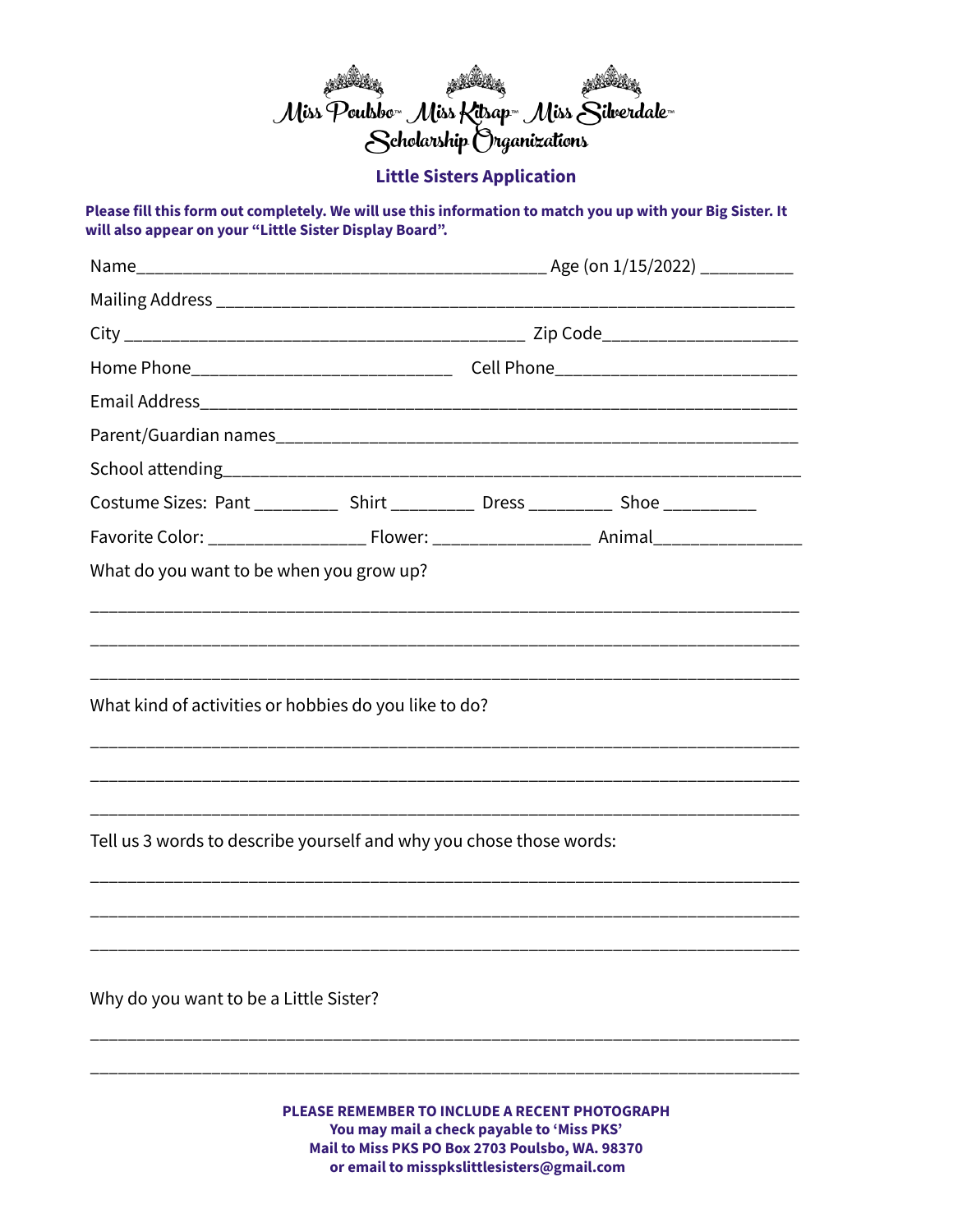Miss Poulsbo™ Miss Kitsap™ Miss Silverdale™
Scholarship Organizations

## Little Sisters Application

**Please fill this form out completely. We will use this information to match you up with your Big Sister. It will also appear on your "Little Sister Display Board".**

Name_____________________________________________ Age (on 1/15/2022) __________

Mailing Address _______________________________________________________________

City ____________________________________________ Zip Code_____________________

Home Phone____________________________ Cell Phone__________________________

Email Address__________________________________________________________________

Parent/Guardian names__________________________________________________________

School attending_______________________________________________________________

Costume Sizes: Pant _________ Shirt _________ Dress _________ Shoe __________

Favorite Color: _________________ Flower: _________________ Animal________________

What do you want to be when you grow up?

___________________________________________________________________________

___________________________________________________________________________

___________________________________________________________________________

What kind of activities or hobbies do you like to do?

___________________________________________________________________________

___________________________________________________________________________

___________________________________________________________________________

Tell us 3 words to describe yourself and why you chose those words:

___________________________________________________________________________

___________________________________________________________________________

___________________________________________________________________________

Why do you want to be a Little Sister?

___________________________________________________________________________

___________________________________________________________________________

**PLEASE REMEMBER TO INCLUDE A RECENT PHOTOGRAPH**
**You may mail a check payable to 'Miss PKS'**
**Mail to Miss PKS PO Box 2703 Poulsbo, WA. 98370**
**or email to misspkslittlesisters@gmail.com**